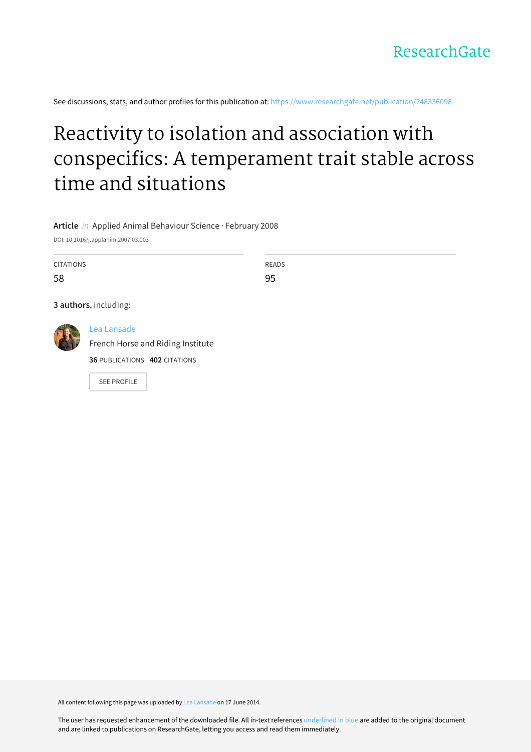ResearchGate

See discussions, stats, and author profiles for this publication at: https://www.researchgate.net/publication/248336098

# Reactivity to isolation and association with conspecifics: A temperament trait stable across time and situations

**Article** *in* Applied Animal Behaviour Science · February 2008

DOI: 10.1016/j.applanim.2007.03.003

| CITATIONS | READS |
| --- | --- |
| 58 | 95 |

**3 authors**, including:

Lea Lansade
French Horse and Riding Institute
**36** PUBLICATIONS **402** CITATIONS

SEE PROFILE

All content following this page was uploaded by Lea Lansade on 17 June 2014.

The user has requested enhancement of the downloaded file. All in-text references underlined in blue are added to the original document and are linked to publications on ResearchGate, letting you access and read them immediately.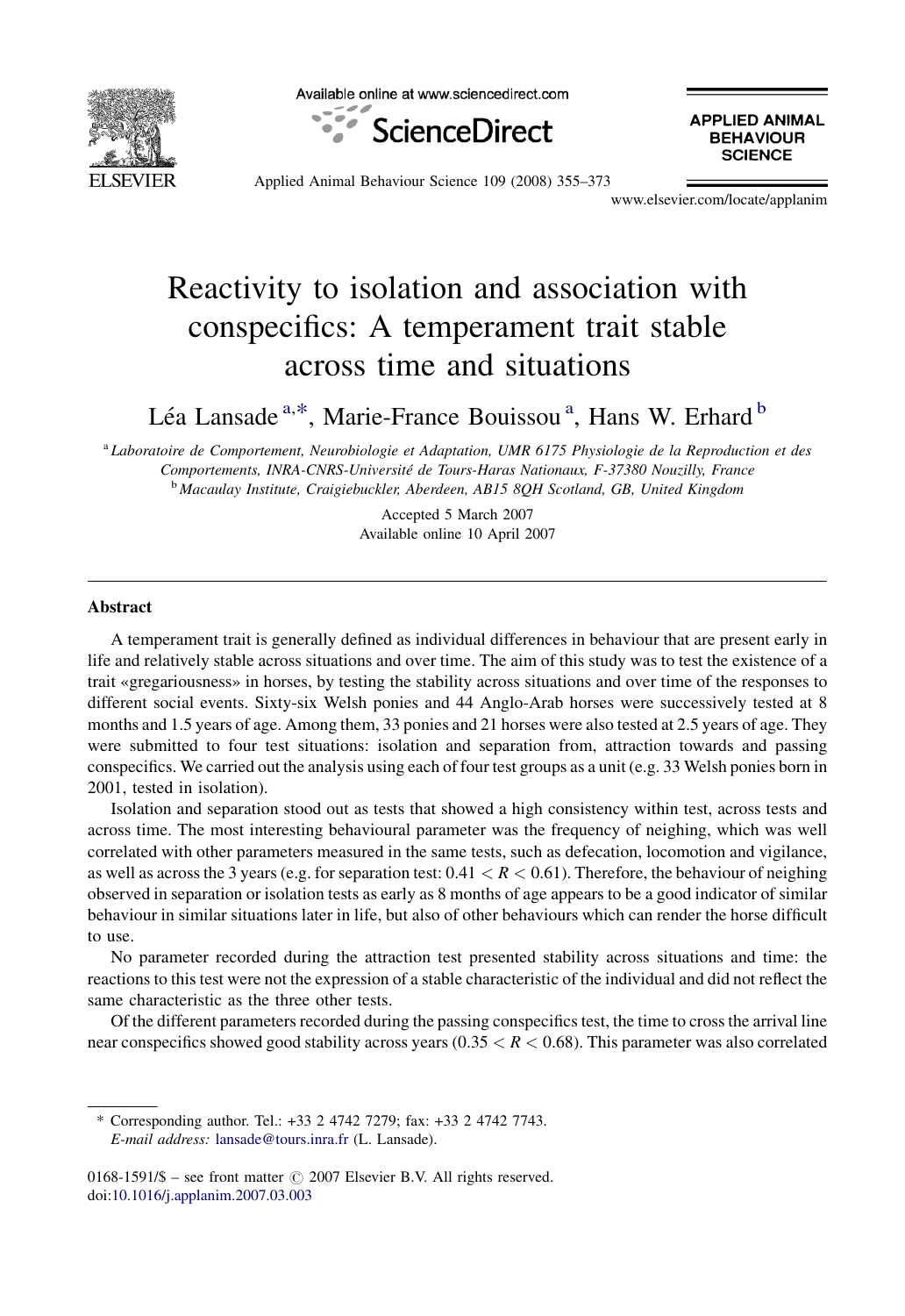Available online at www.sciencedirect.com

ScienceDirect

APPLIED ANIMAL BEHAVIOUR SCIENCE

Applied Animal Behaviour Science 109 (2008) 355–373

www.elsevier.com/locate/applanim

# Reactivity to isolation and association with conspecifics: A temperament trait stable across time and situations

Léa Lansade [a,*], Marie-France Bouissou [a], Hans W. Erhard [b]

[a] Laboratoire de Comportement, Neurobiologie et Adaptation, UMR 6175 Physiologie de la Reproduction et des Comportements, INRA-CNRS-Université de Tours-Haras Nationaux, F-37380 Nouzilly, France

[b] Macaulay Institute, Craigiebuckler, Aberdeen, AB15 8QH Scotland, GB, United Kingdom

Accepted 5 March 2007

Available online 10 April 2007

## Abstract

A temperament trait is generally defined as individual differences in behaviour that are present early in life and relatively stable across situations and over time. The aim of this study was to test the existence of a trait «gregariousness» in horses, by testing the stability across situations and over time of the responses to different social events. Sixty-six Welsh ponies and 44 Anglo-Arab horses were successively tested at 8 months and 1.5 years of age. Among them, 33 ponies and 21 horses were also tested at 2.5 years of age. They were submitted to four test situations: isolation and separation from, attraction towards and passing conspecifics. We carried out the analysis using each of four test groups as a unit (e.g. 33 Welsh ponies born in 2001, tested in isolation).

Isolation and separation stood out as tests that showed a high consistency within test, across tests and across time. The most interesting behavioural parameter was the frequency of neighing, which was well correlated with other parameters measured in the same tests, such as defecation, locomotion and vigilance, as well as across the 3 years (e.g. for separation test: $0.41 < R < 0.61$). Therefore, the behaviour of neighing observed in separation or isolation tests as early as 8 months of age appears to be a good indicator of similar behaviour in similar situations later in life, but also of other behaviours which can render the horse difficult to use.

No parameter recorded during the attraction test presented stability across situations and time: the reactions to this test were not the expression of a stable characteristic of the individual and did not reflect the same characteristic as the three other tests.

Of the different parameters recorded during the passing conspecifics test, the time to cross the arrival line near conspecifics showed good stability across years ($0.35 < R < 0.68$). This parameter was also correlated

---

\* Corresponding author. Tel.: +33 2 4742 7279; fax: +33 2 4742 7743.
*E-mail address:* lansade@tours.inra.fr (L. Lansade).

0168-1591/$ – see front matter © 2007 Elsevier B.V. All rights reserved.
doi:10.1016/j.applanim.2007.03.003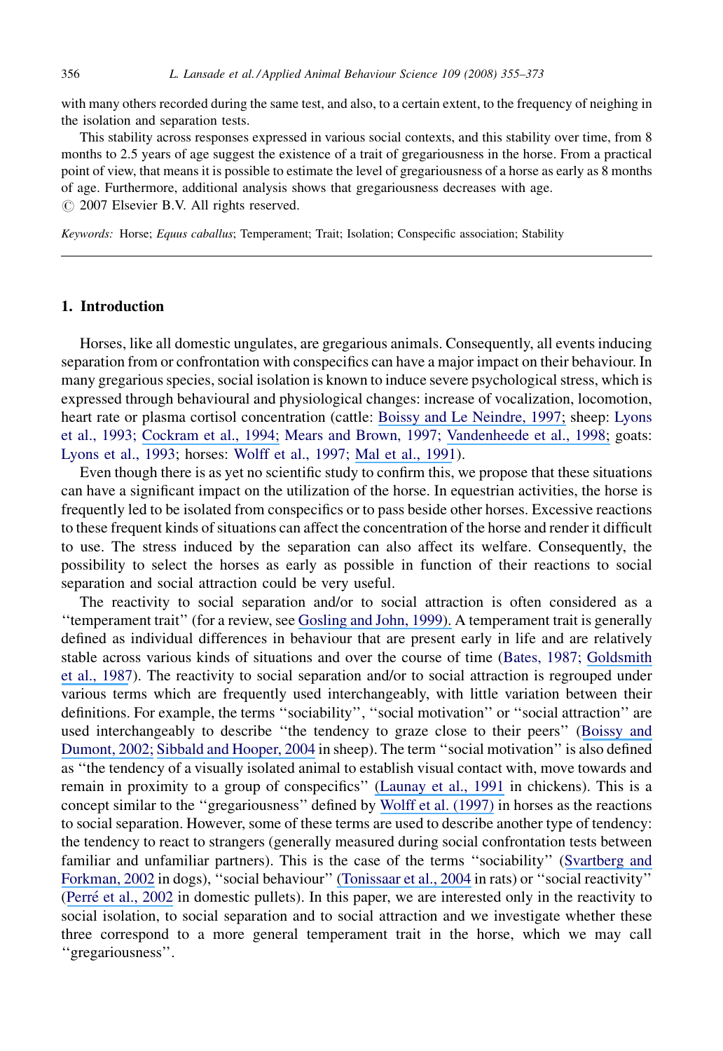with many others recorded during the same test, and also, to a certain extent, to the frequency of neighing in the isolation and separation tests.

This stability across responses expressed in various social contexts, and this stability over time, from 8 months to 2.5 years of age suggest the existence of a trait of gregariousness in the horse. From a practical point of view, that means it is possible to estimate the level of gregariousness of a horse as early as 8 months of age. Furthermore, additional analysis shows that gregariousness decreases with age.

© 2007 Elsevier B.V. All rights reserved.

*Keywords:* Horse; *Equus caballus*; Temperament; Trait; Isolation; Conspecific association; Stability

## 1. Introduction

Horses, like all domestic ungulates, are gregarious animals. Consequently, all events inducing separation from or confrontation with conspecifics can have a major impact on their behaviour. In many gregarious species, social isolation is known to induce severe psychological stress, which is expressed through behavioural and physiological changes: increase of vocalization, locomotion, heart rate or plasma cortisol concentration (cattle: Boissy and Le Neindre, 1997; sheep: Lyons et al., 1993; Cockram et al., 1994; Mears and Brown, 1997; Vandenheede et al., 1998; goats: Lyons et al., 1993; horses: Wolff et al., 1997; Mal et al., 1991).

Even though there is as yet no scientific study to confirm this, we propose that these situations can have a significant impact on the utilization of the horse. In equestrian activities, the horse is frequently led to be isolated from conspecifics or to pass beside other horses. Excessive reactions to these frequent kinds of situations can affect the concentration of the horse and render it difficult to use. The stress induced by the separation can also affect its welfare. Consequently, the possibility to select the horses as early as possible in function of their reactions to social separation and social attraction could be very useful.

The reactivity to social separation and/or to social attraction is often considered as a ''temperament trait'' (for a review, see Gosling and John, 1999). A temperament trait is generally defined as individual differences in behaviour that are present early in life and are relatively stable across various kinds of situations and over the course of time (Bates, 1987; Goldsmith et al., 1987). The reactivity to social separation and/or to social attraction is regrouped under various terms which are frequently used interchangeably, with little variation between their definitions. For example, the terms ''sociability'', ''social motivation'' or ''social attraction'' are used interchangeably to describe ''the tendency to graze close to their peers'' (Boissy and Dumont, 2002; Sibbald and Hooper, 2004 in sheep). The term ''social motivation'' is also defined as ''the tendency of a visually isolated animal to establish visual contact with, move towards and remain in proximity to a group of conspecifics'' (Launay et al., 1991 in chickens). This is a concept similar to the ''gregariousness'' defined by Wolff et al. (1997) in horses as the reactions to social separation. However, some of these terms are used to describe another type of tendency: the tendency to react to strangers (generally measured during social confrontation tests between familiar and unfamiliar partners). This is the case of the terms ''sociability'' (Svartberg and Forkman, 2002 in dogs), ''social behaviour'' (Tonissaar et al., 2004 in rats) or ''social reactivity'' (Perré et al., 2002 in domestic pullets). In this paper, we are interested only in the reactivity to social isolation, to social separation and to social attraction and we investigate whether these three correspond to a more general temperament trait in the horse, which we may call ''gregariousness''.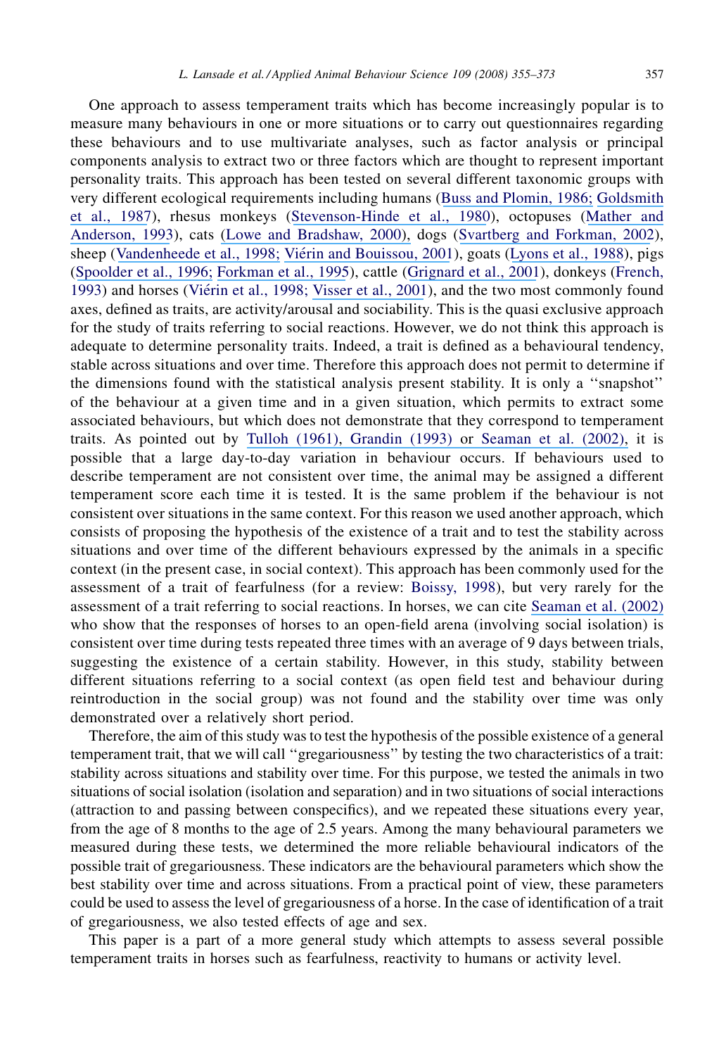One approach to assess temperament traits which has become increasingly popular is to measure many behaviours in one or more situations or to carry out questionnaires regarding these behaviours and to use multivariate analyses, such as factor analysis or principal components analysis to extract two or three factors which are thought to represent important personality traits. This approach has been tested on several different taxonomic groups with very different ecological requirements including humans (Buss and Plomin, 1986; Goldsmith et al., 1987), rhesus monkeys (Stevenson-Hinde et al., 1980), octopuses (Mather and Anderson, 1993), cats (Lowe and Bradshaw, 2000), dogs (Svartberg and Forkman, 2002), sheep (Vandenheede et al., 1998; Viérin and Bouissou, 2001), goats (Lyons et al., 1988), pigs (Spoolder et al., 1996; Forkman et al., 1995), cattle (Grignard et al., 2001), donkeys (French, 1993) and horses (Viérin et al., 1998; Visser et al., 2001), and the two most commonly found axes, defined as traits, are activity/arousal and sociability. This is the quasi exclusive approach for the study of traits referring to social reactions. However, we do not think this approach is adequate to determine personality traits. Indeed, a trait is defined as a behavioural tendency, stable across situations and over time. Therefore this approach does not permit to determine if the dimensions found with the statistical analysis present stability. It is only a ''snapshot'' of the behaviour at a given time and in a given situation, which permits to extract some associated behaviours, but which does not demonstrate that they correspond to temperament traits. As pointed out by Tulloh (1961), Grandin (1993) or Seaman et al. (2002), it is possible that a large day-to-day variation in behaviour occurs. If behaviours used to describe temperament are not consistent over time, the animal may be assigned a different temperament score each time it is tested. It is the same problem if the behaviour is not consistent over situations in the same context. For this reason we used another approach, which consists of proposing the hypothesis of the existence of a trait and to test the stability across situations and over time of the different behaviours expressed by the animals in a specific context (in the present case, in social context). This approach has been commonly used for the assessment of a trait of fearfulness (for a review: Boissy, 1998), but very rarely for the assessment of a trait referring to social reactions. In horses, we can cite Seaman et al. (2002) who show that the responses of horses to an open-field arena (involving social isolation) is consistent over time during tests repeated three times with an average of 9 days between trials, suggesting the existence of a certain stability. However, in this study, stability between different situations referring to a social context (as open field test and behaviour during reintroduction in the social group) was not found and the stability over time was only demonstrated over a relatively short period.

Therefore, the aim of this study was to test the hypothesis of the possible existence of a general temperament trait, that we will call ''gregariousness'' by testing the two characteristics of a trait: stability across situations and stability over time. For this purpose, we tested the animals in two situations of social isolation (isolation and separation) and in two situations of social interactions (attraction to and passing between conspecifics), and we repeated these situations every year, from the age of 8 months to the age of 2.5 years. Among the many behavioural parameters we measured during these tests, we determined the more reliable behavioural indicators of the possible trait of gregariousness. These indicators are the behavioural parameters which show the best stability over time and across situations. From a practical point of view, these parameters could be used to assess the level of gregariousness of a horse. In the case of identification of a trait of gregariousness, we also tested effects of age and sex.

This paper is a part of a more general study which attempts to assess several possible temperament traits in horses such as fearfulness, reactivity to humans or activity level.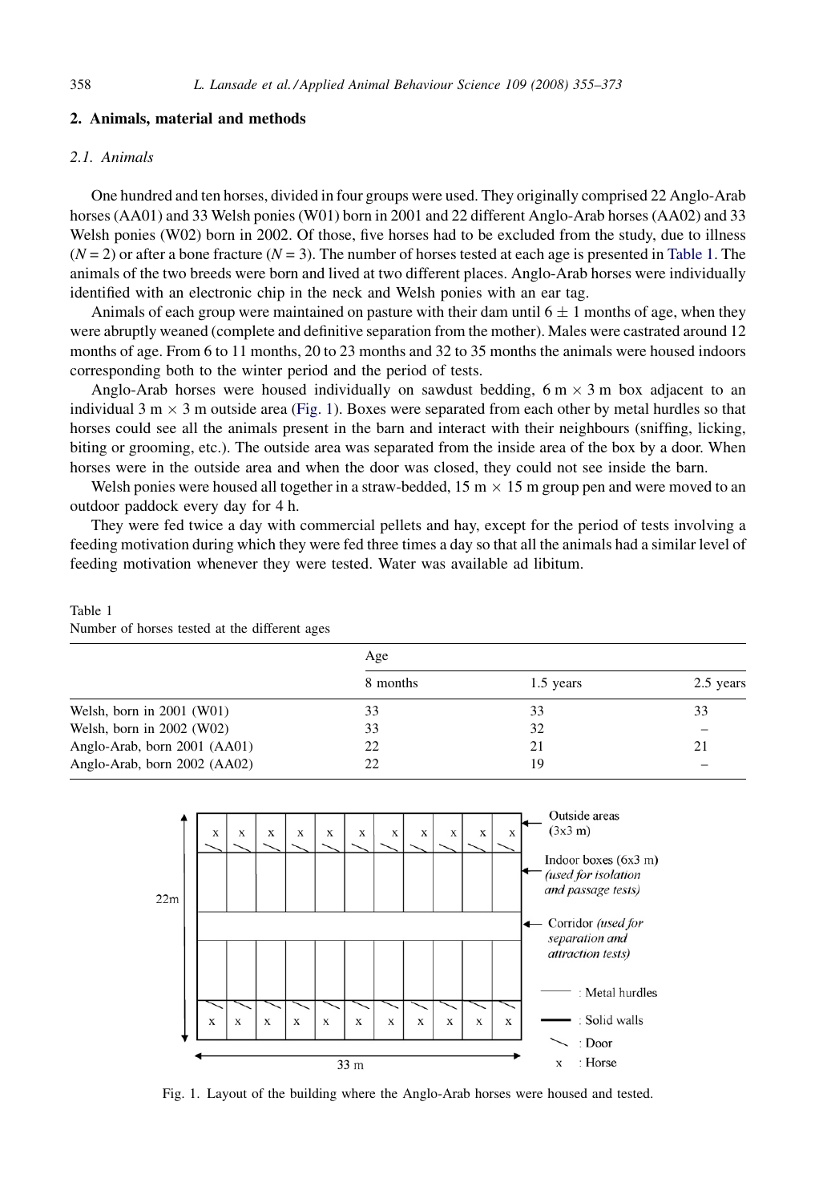## 2. Animals, material and methods

### 2.1. Animals

One hundred and ten horses, divided in four groups were used. They originally comprised 22 Anglo-Arab horses (AA01) and 33 Welsh ponies (W01) born in 2001 and 22 different Anglo-Arab horses (AA02) and 33 Welsh ponies (W02) born in 2002. Of those, five horses had to be excluded from the study, due to illness ($N = 2$) or after a bone fracture ($N = 3$). The number of horses tested at each age is presented in Table 1. The animals of the two breeds were born and lived at two different places. Anglo-Arab horses were individually identified with an electronic chip in the neck and Welsh ponies with an ear tag.

Animals of each group were maintained on pasture with their dam until $6 \pm 1$ months of age, when they were abruptly weaned (complete and definitive separation from the mother). Males were castrated around 12 months of age. From 6 to 11 months, 20 to 23 months and 32 to 35 months the animals were housed indoors corresponding both to the winter period and the period of tests.

Anglo-Arab horses were housed individually on sawdust bedding, 6 m × 3 m box adjacent to an individual 3 m × 3 m outside area (Fig. 1). Boxes were separated from each other by metal hurdles so that horses could see all the animals present in the barn and interact with their neighbours (sniffing, licking, biting or grooming, etc.). The outside area was separated from the inside area of the box by a door. When horses were in the outside area and when the door was closed, they could not see inside the barn.

Welsh ponies were housed all together in a straw-bedded, 15 m × 15 m group pen and were moved to an outdoor paddock every day for 4 h.

They were fed twice a day with commercial pellets and hay, except for the period of tests involving a feeding motivation during which they were fed three times a day so that all the animals had a similar level of feeding motivation whenever they were tested. Water was available ad libitum.

Table 1
Number of horses tested at the different ages

| | Age | | |
|---|---|---|---|
| | 8 months | 1.5 years | 2.5 years |
| Welsh, born in 2001 (W01) | 33 | 33 | 33 |
| Welsh, born in 2002 (W02) | 33 | 32 | – |
| Anglo-Arab, born 2001 (AA01) | 22 | 21 | 21 |
| Anglo-Arab, born 2002 (AA02) | 22 | 19 | – |

Fig. 1. Layout of the building where the Anglo-Arab horses were housed and tested.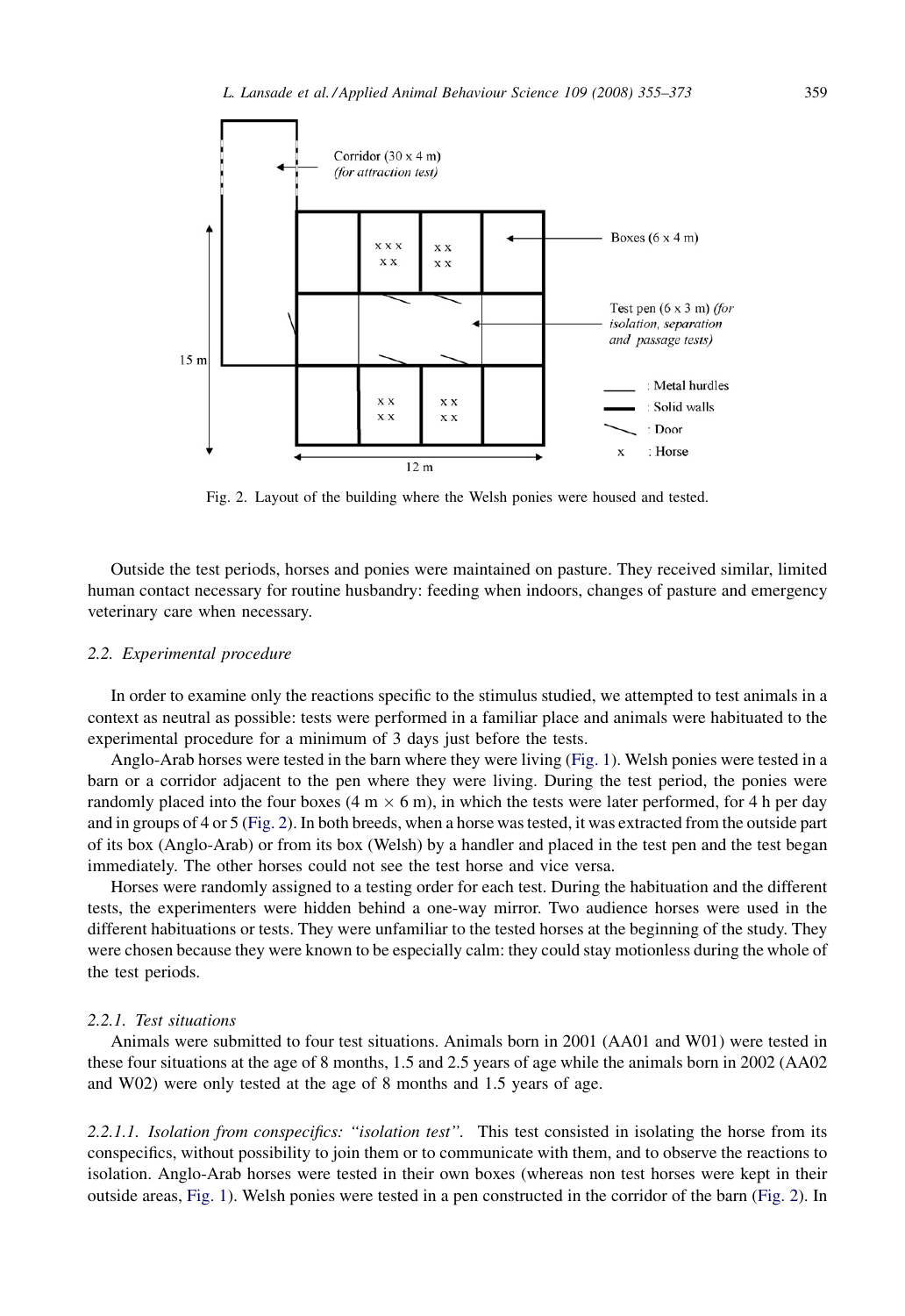Fig. 2. Layout of the building where the Welsh ponies were housed and tested.

Outside the test periods, horses and ponies were maintained on pasture. They received similar, limited human contact necessary for routine husbandry: feeding when indoors, changes of pasture and emergency veterinary care when necessary.

### 2.2. Experimental procedure

In order to examine only the reactions specific to the stimulus studied, we attempted to test animals in a context as neutral as possible: tests were performed in a familiar place and animals were habituated to the experimental procedure for a minimum of 3 days just before the tests.

Anglo-Arab horses were tested in the barn where they were living (Fig. 1). Welsh ponies were tested in a barn or a corridor adjacent to the pen where they were living. During the test period, the ponies were randomly placed into the four boxes (4 m × 6 m), in which the tests were later performed, for 4 h per day and in groups of 4 or 5 (Fig. 2). In both breeds, when a horse was tested, it was extracted from the outside part of its box (Anglo-Arab) or from its box (Welsh) by a handler and placed in the test pen and the test began immediately. The other horses could not see the test horse and vice versa.

Horses were randomly assigned to a testing order for each test. During the habituation and the different tests, the experimenters were hidden behind a one-way mirror. Two audience horses were used in the different habituations or tests. They were unfamiliar to the tested horses at the beginning of the study. They were chosen because they were known to be especially calm: they could stay motionless during the whole of the test periods.

#### 2.2.1. Test situations

Animals were submitted to four test situations. Animals born in 2001 (AA01 and W01) were tested in these four situations at the age of 8 months, 1.5 and 2.5 years of age while the animals born in 2002 (AA02 and W02) were only tested at the age of 8 months and 1.5 years of age.

*2.2.1.1. Isolation from conspecifics: "isolation test".* This test consisted in isolating the horse from its conspecifics, without possibility to join them or to communicate with them, and to observe the reactions to isolation. Anglo-Arab horses were tested in their own boxes (whereas non test horses were kept in their outside areas, Fig. 1). Welsh ponies were tested in a pen constructed in the corridor of the barn (Fig. 2). In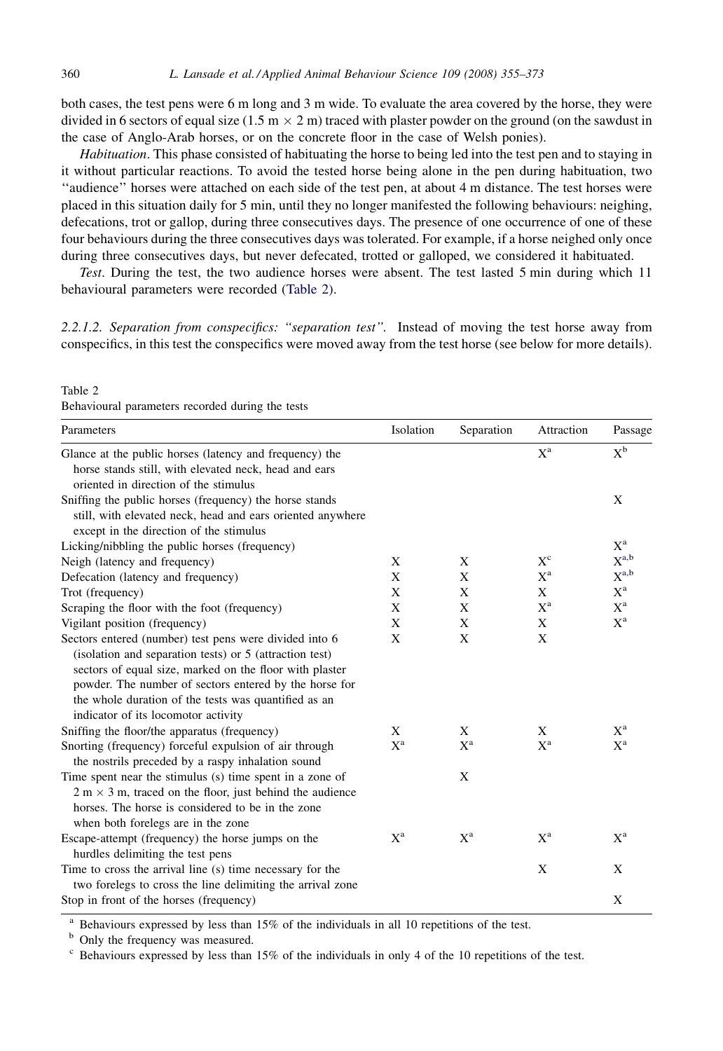both cases, the test pens were 6 m long and 3 m wide. To evaluate the area covered by the horse, they were divided in 6 sectors of equal size (1.5 m × 2 m) traced with plaster powder on the ground (on the sawdust in the case of Anglo-Arab horses, or on the concrete floor in the case of Welsh ponies).

*Habituation*. This phase consisted of habituating the horse to being led into the test pen and to staying in it without particular reactions. To avoid the tested horse being alone in the pen during habituation, two ''audience'' horses were attached on each side of the test pen, at about 4 m distance. The test horses were placed in this situation daily for 5 min, until they no longer manifested the following behaviours: neighing, defecations, trot or gallop, during three consecutives days. The presence of one occurrence of one of these four behaviours during the three consecutive days was tolerated. For example, if a horse neighed only once during three consecutives days, but never defecated, trotted or galloped, we considered it habituated.

*Test*. During the test, the two audience horses were absent. The test lasted 5 min during which 11 behavioural parameters were recorded (Table 2).

*2.2.1.2. Separation from conspecifics: ''separation test''.* Instead of moving the test horse away from conspecifics, in this test the conspecifics were moved away from the test horse (see below for more details).

Table 2
Behavioural parameters recorded during the tests

| Parameters | Isolation | Separation | Attraction | Passage |
|---|---|---|---|---|
| Glance at the public horses (latency and frequency) the horse stands still, with elevated neck, head and ears oriented in direction of the stimulus | | | X[a] | X[b] |
| Sniffing the public horses (frequency) the horse stands still, with elevated neck, head and ears oriented anywhere except in the direction of the stimulus | | | | X |
| Licking/nibbling the public horses (frequency) | | | | X[a] |
| Neigh (latency and frequency) | X | X | X[c] | X[a,b] |
| Defecation (latency and frequency) | X | X | X[a] | X[a,b] |
| Trot (frequency) | X | X | X | X[a] |
| Scraping the floor with the foot (frequency) | X | X | X[a] | X[a] |
| Vigilant position (frequency) | X | X | X | X[a] |
| Sectors entered (number) test pens were divided into 6 (isolation and separation tests) or 5 (attraction test) sectors of equal size, marked on the floor with plaster powder. The number of sectors entered by the horse for the whole duration of the tests was quantified as an indicator of its locomotor activity | X | X | X | |
| Sniffing the floor/the apparatus (frequency) | X | X | X | X[a] |
| Snorting (frequency) forceful expulsion of air through the nostrils preceded by a raspy inhalation sound | X[a] | X[a] | X[a] | X[a] |
| Time spent near the stimulus (s) time spent in a zone of 2 m × 3 m, traced on the floor, just behind the audience horses. The horse is considered to be in the zone when both forelegs are in the zone | | X | | |
| Escape-attempt (frequency) the horse jumps on the hurdles delimiting the test pens | X[a] | X[a] | X[a] | X[a] |
| Time to cross the arrival line (s) time necessary for the two forelegs to cross the line delimiting the arrival zone | | | X | X |
| Stop in front of the horses (frequency) | | | | X |

[a] Behaviours expressed by less than 15% of the individuals in all 10 repetitions of the test.
[b] Only the frequency was measured.
[c] Behaviours expressed by less than 15% of the individuals in only 4 of the 10 repetitions of the test.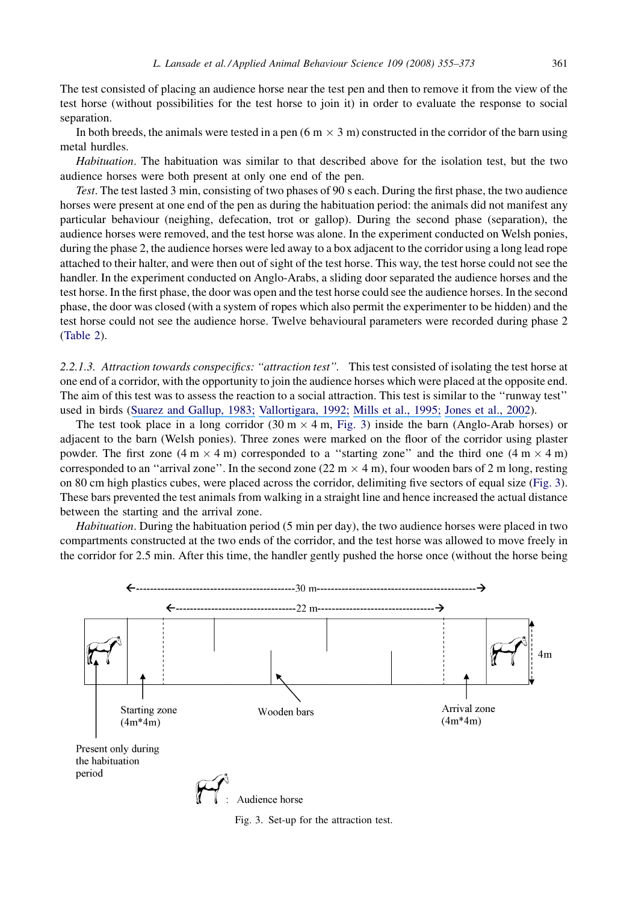The test consisted of placing an audience horse near the test pen and then to remove it from the view of the test horse (without possibilities for the test horse to join it) in order to evaluate the response to social separation.

In both breeds, the animals were tested in a pen (6 m × 3 m) constructed in the corridor of the barn using metal hurdles.

*Habituation*. The habituation was similar to that described above for the isolation test, but the two audience horses were both present at only one end of the pen.

*Test*. The test lasted 3 min, consisting of two phases of 90 s each. During the first phase, the two audience horses were present at one end of the pen as during the habituation period: the animals did not manifest any particular behaviour (neighing, defecation, trot or gallop). During the second phase (separation), the audience horses were removed, and the test horse was alone. In the experiment conducted on Welsh ponies, during the phase 2, the audience horses were led away to a box adjacent to the corridor using a long lead rope attached to their halter, and were then out of sight of the test horse. This way, the test horse could not see the handler. In the experiment conducted on Anglo-Arabs, a sliding door separated the audience horses and the test horse. In the first phase, the door was open and the test horse could see the audience horses. In the second phase, the door was closed (with a system of ropes which also permit the experimenter to be hidden) and the test horse could not see the audience horse. Twelve behavioural parameters were recorded during phase 2 (Table 2).

*2.2.1.3. Attraction towards conspecifics: "attraction test".* This test consisted of isolating the test horse at one end of a corridor, with the opportunity to join the audience horses which were placed at the opposite end. The aim of this test was to assess the reaction to a social attraction. This test is similar to the "runway test" used in birds (Suarez and Gallup, 1983; Vallortigara, 1992; Mills et al., 1995; Jones et al., 2002).

The test took place in a long corridor (30 m × 4 m, Fig. 3) inside the barn (Anglo-Arab horses) or adjacent to the barn (Welsh ponies). Three zones were marked on the floor of the corridor using plaster powder. The first zone (4 m × 4 m) corresponded to a "starting zone" and the third one (4 m × 4 m) corresponded to an "arrival zone". In the second zone (22 m × 4 m), four wooden bars of 2 m long, resting on 80 cm high plastics cubes, were placed across the corridor, delimiting five sectors of equal size (Fig. 3). These bars prevented the test animals from walking in a straight line and hence increased the actual distance between the starting and the arrival zone.

*Habituation*. During the habituation period (5 min per day), the two audience horses were placed in two compartments constructed at the two ends of the corridor, and the test horse was allowed to move freely in the corridor for 2.5 min. After this time, the handler gently pushed the horse once (without the horse being

Fig. 3. Set-up for the attraction test.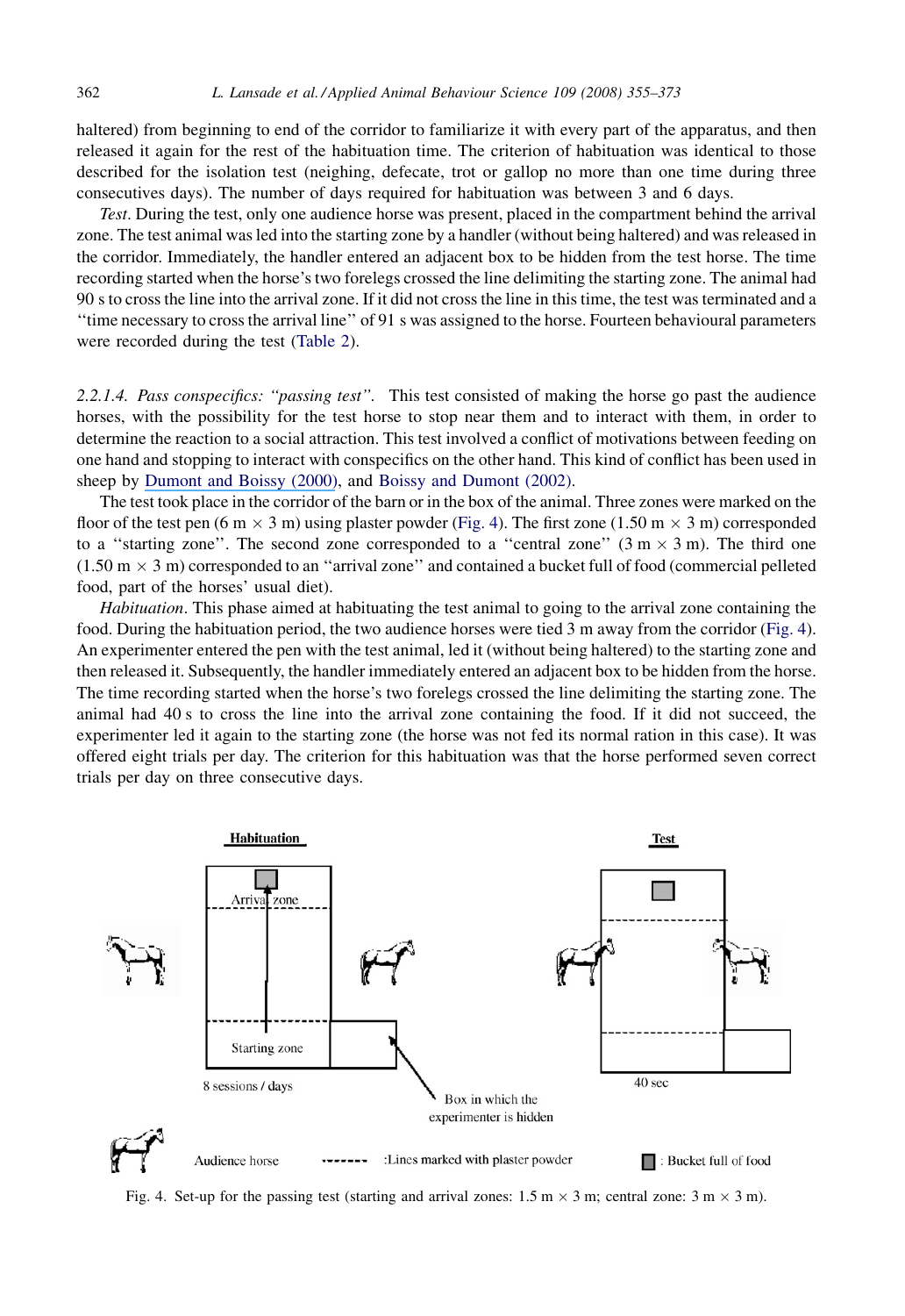haltered) from beginning to end of the corridor to familiarize it with every part of the apparatus, and then released it again for the rest of the habituation time. The criterion of habituation was identical to those described for the isolation test (neighing, defecate, trot or gallop no more than one time during three consecutives days). The number of days required for habituation was between 3 and 6 days.

*Test*. During the test, only one audience horse was present, placed in the compartment behind the arrival zone. The test animal was led into the starting zone by a handler (without being haltered) and was released in the corridor. Immediately, the handler entered an adjacent box to be hidden from the test horse. The time recording started when the horse's two forelegs crossed the line delimiting the starting zone. The animal had 90 s to cross the line into the arrival zone. If it did not cross the line in this time, the test was terminated and a ''time necessary to cross the arrival line'' of 91 s was assigned to the horse. Fourteen behavioural parameters were recorded during the test (Table 2).

#### 2.2.1.4. *Pass conspecifics: "passing test"*.

This test consisted of making the horse go past the audience horses, with the possibility for the test horse to stop near them and to interact with them, in order to determine the reaction to a social attraction. This test involved a conflict of motivations between feeding on one hand and stopping to interact with conspecifics on the other hand. This kind of conflict has been used in sheep by Dumont and Boissy (2000), and Boissy and Dumont (2002).

The test took place in the corridor of the barn or in the box of the animal. Three zones were marked on the floor of the test pen (6 m × 3 m) using plaster powder (Fig. 4). The first zone (1.50 m × 3 m) corresponded to a ''starting zone''. The second zone corresponded to a ''central zone'' (3 m × 3 m). The third one (1.50 m × 3 m) corresponded to an ''arrival zone'' and contained a bucket full of food (commercial pelleted food, part of the horses' usual diet).

*Habituation*. This phase aimed at habituating the test animal to going to the arrival zone containing the food. During the habituation period, the two audience horses were tied 3 m away from the corridor (Fig. 4). An experimenter entered the pen with the test animal, led it (without being haltered) to the starting zone and then released it. Subsequently, the handler immediately entered an adjacent box to be hidden from the horse. The time recording started when the horse's two forelegs crossed the line delimiting the starting zone. The animal had 40 s to cross the line into the arrival zone containing the food. If it did not succeed, the experimenter led it again to the starting zone (the horse was not fed its normal ration in this case). It was offered eight trials per day. The criterion for this habituation was that the horse performed seven correct trials per day on three consecutive days.

Fig. 4. Set-up for the passing test (starting and arrival zones: 1.5 m × 3 m; central zone: 3 m × 3 m).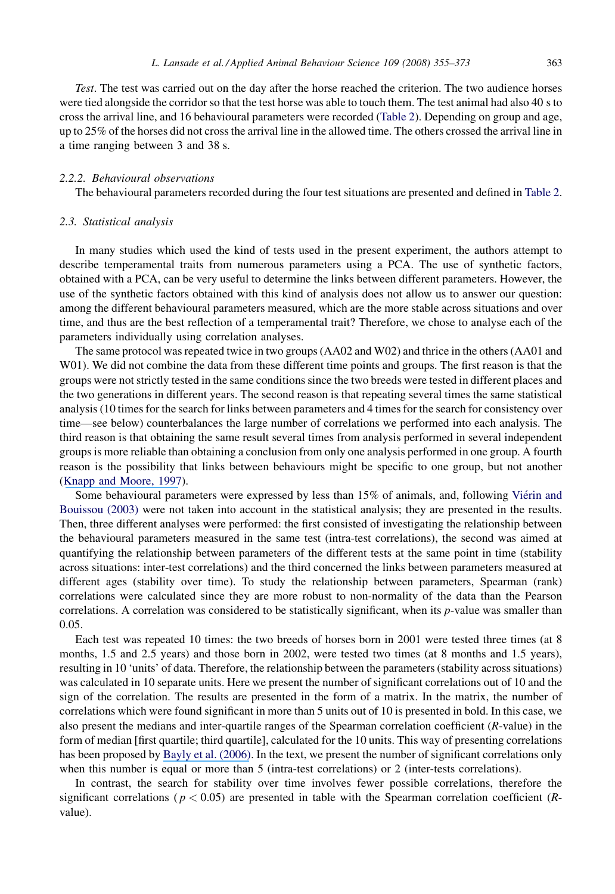*Test*. The test was carried out on the day after the horse reached the criterion. The two audience horses were tied alongside the corridor so that the test horse was able to touch them. The test animal had also 40 s to cross the arrival line, and 16 behavioural parameters were recorded (Table 2). Depending on group and age, up to 25% of the horses did not cross the arrival line in the allowed time. The others crossed the arrival line in a time ranging between 3 and 38 s.

#### 2.2.2. Behavioural observations

The behavioural parameters recorded during the four test situations are presented and defined in Table 2.

### 2.3. Statistical analysis

In many studies which used the kind of tests used in the present experiment, the authors attempt to describe temperamental traits from numerous parameters using a PCA. The use of synthetic factors, obtained with a PCA, can be very useful to determine the links between different parameters. However, the use of the synthetic factors obtained with this kind of analysis does not allow us to answer our question: among the different behavioural parameters measured, which are the more stable across situations and over time, and thus are the best reflection of a temperamental trait? Therefore, we chose to analyse each of the parameters individually using correlation analyses.

The same protocol was repeated twice in two groups (AA02 and W02) and thrice in the others (AA01 and W01). We did not combine the data from these different time points and groups. The first reason is that the groups were not strictly tested in the same conditions since the two breeds were tested in different places and the two generations in different years. The second reason is that repeating several times the same statistical analysis (10 times for the search for links between parameters and 4 times for the search for consistency over time—see below) counterbalances the large number of correlations we performed into each analysis. The third reason is that obtaining the same result several times from analysis performed in several independent groups is more reliable than obtaining a conclusion from only one analysis performed in one group. A fourth reason is the possibility that links between behaviours might be specific to one group, but not another (Knapp and Moore, 1997).

Some behavioural parameters were expressed by less than 15% of animals, and, following Viérin and Bouissou (2003) were not taken into account in the statistical analysis; they are presented in the results. Then, three different analyses were performed: the first consisted of investigating the relationship between the behavioural parameters measured in the same test (intra-test correlations), the second was aimed at quantifying the relationship between parameters of the different tests at the same point in time (stability across situations: inter-test correlations) and the third concerned the links between parameters measured at different ages (stability over time). To study the relationship between parameters, Spearman (rank) correlations were calculated since they are more robust to non-normality of the data than the Pearson correlations. A correlation was considered to be statistically significant, when its $p$-value was smaller than 0.05.

Each test was repeated 10 times: the two breeds of horses born in 2001 were tested three times (at 8 months, 1.5 and 2.5 years) and those born in 2002, were tested two times (at 8 months and 1.5 years), resulting in 10 'units' of data. Therefore, the relationship between the parameters (stability across situations) was calculated in 10 separate units. Here we present the number of significant correlations out of 10 and the sign of the correlation. The results are presented in the form of a matrix. In the matrix, the number of correlations which were found significant in more than 5 units out of 10 is presented in bold. In this case, we also present the medians and inter-quartile ranges of the Spearman correlation coefficient ($R$-value) in the form of median [first quartile; third quartile], calculated for the 10 units. This way of presenting correlations has been proposed by Bayly et al. (2006). In the text, we present the number of significant correlations only when this number is equal or more than 5 (intra-test correlations) or 2 (inter-tests correlations).

In contrast, the search for stability over time involves fewer possible correlations, therefore the significant correlations ($p < 0.05$) are presented in table with the Spearman correlation coefficient ($R$-value).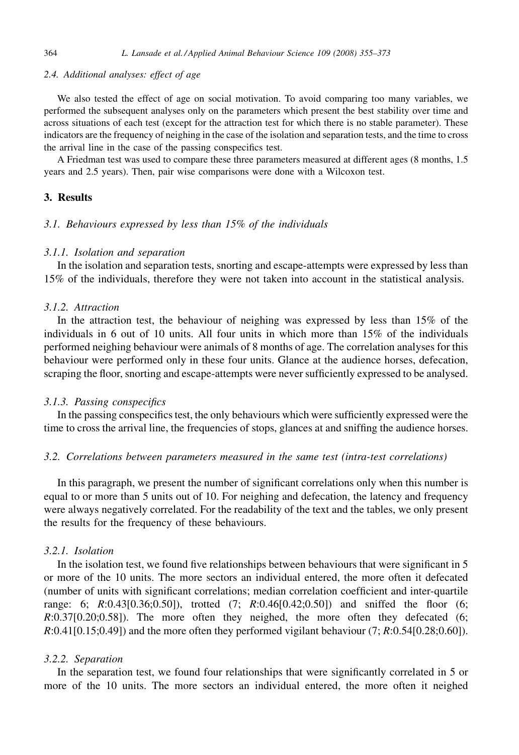### 2.4. Additional analyses: effect of age

We also tested the effect of age on social motivation. To avoid comparing too many variables, we performed the subsequent analyses only on the parameters which present the best stability over time and across situations of each test (except for the attraction test for which there is no stable parameter). These indicators are the frequency of neighing in the case of the isolation and separation tests, and the time to cross the arrival line in the case of the passing conspecifics test.

A Friedman test was used to compare these three parameters measured at different ages (8 months, 1.5 years and 2.5 years). Then, pair wise comparisons were done with a Wilcoxon test.

## 3. Results

### 3.1. Behaviours expressed by less than 15% of the individuals

#### 3.1.1. Isolation and separation

In the isolation and separation tests, snorting and escape-attempts were expressed by less than 15% of the individuals, therefore they were not taken into account in the statistical analysis.

#### 3.1.2. Attraction

In the attraction test, the behaviour of neighing was expressed by less than 15% of the individuals in 6 out of 10 units. All four units in which more than 15% of the individuals performed neighing behaviour were animals of 8 months of age. The correlation analyses for this behaviour were performed only in these four units. Glance at the audience horses, defecation, scraping the floor, snorting and escape-attempts were never sufficiently expressed to be analysed.

#### 3.1.3. Passing conspecifics

In the passing conspecifics test, the only behaviours which were sufficiently expressed were the time to cross the arrival line, the frequencies of stops, glances at and sniffing the audience horses.

### 3.2. Correlations between parameters measured in the same test (intra-test correlations)

In this paragraph, we present the number of significant correlations only when this number is equal to or more than 5 units out of 10. For neighing and defecation, the latency and frequency were always negatively correlated. For the readability of the text and the tables, we only present the results for the frequency of these behaviours.

#### 3.2.1. Isolation

In the isolation test, we found five relationships between behaviours that were significant in 5 or more of the 10 units. The more sectors an individual entered, the more often it defecated (number of units with significant correlations; median correlation coefficient and inter-quartile range: 6; *R*:0.43[0.36;0.50]), trotted (7; *R*:0.46[0.42;0.50]) and sniffed the floor (6; *R*:0.37[0.20;0.58]). The more often they neighed, the more often they defecated (6; *R*:0.41[0.15;0.49]) and the more often they performed vigilant behaviour (7; *R*:0.54[0.28;0.60]).

#### 3.2.2. Separation

In the separation test, we found four relationships that were significantly correlated in 5 or more of the 10 units. The more sectors an individual entered, the more often it neighed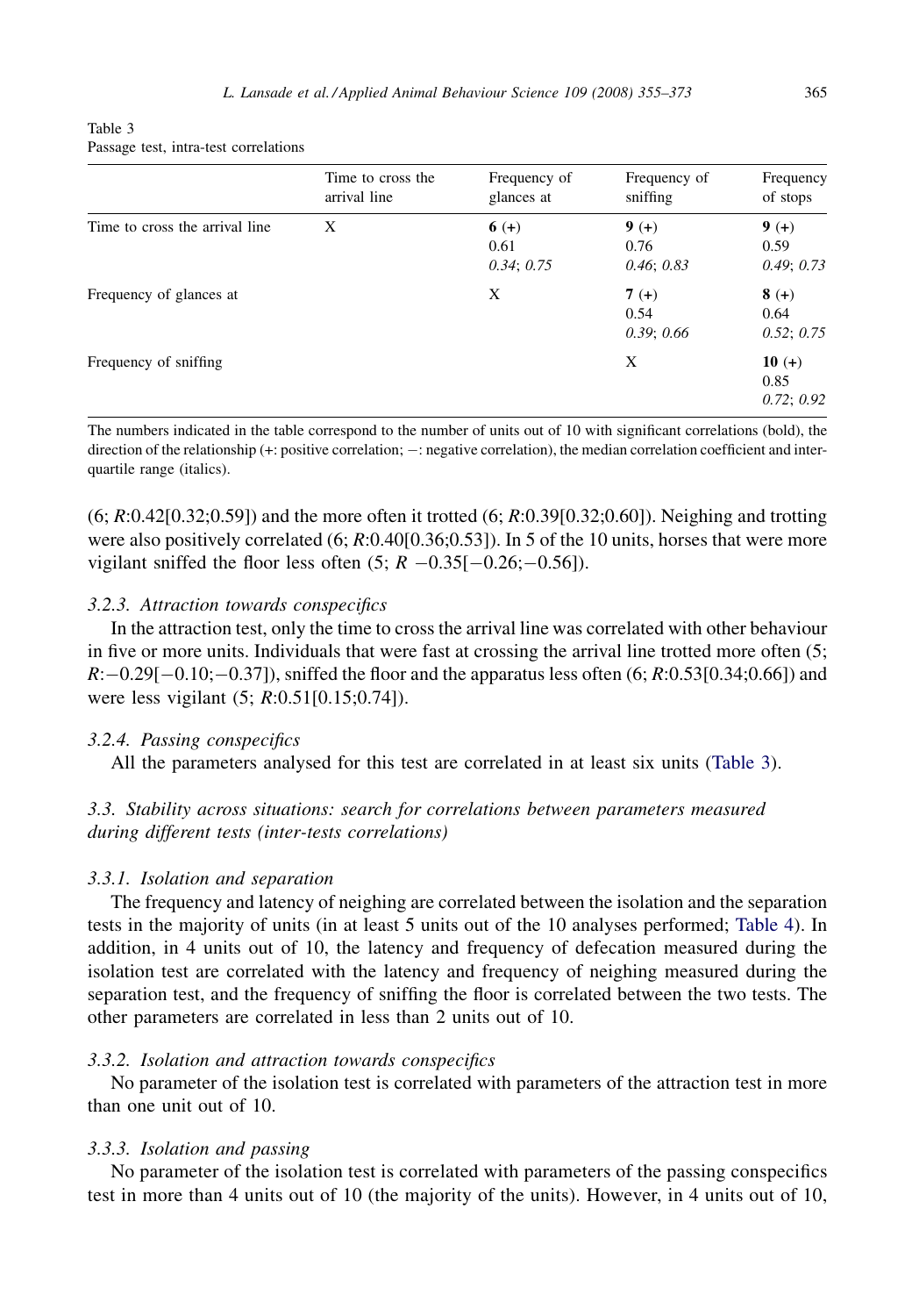Table 3
Passage test, intra-test correlations

| | Time to cross the arrival line | Frequency of glances at | Frequency of sniffing | Frequency of stops |
|---|---|---|---|---|
| Time to cross the arrival line | X | **6** (+) 0.61 *0.34*; *0.75* | **9** (+) 0.76 *0.46*; *0.83* | **9** (+) 0.59 *0.49*; *0.73* |
| Frequency of glances at | | X | **7** (+) 0.54 *0.39*; *0.66* | **8** (+) 0.64 *0.52*; *0.75* |
| Frequency of sniffing | | | X | **10** (+) 0.85 *0.72*; *0.92* |

The numbers indicated in the table correspond to the number of units out of 10 with significant correlations (bold), the direction of the relationship (+: positive correlation; −: negative correlation), the median correlation coefficient and inter-quartile range (italics).

(6; *R*:0.42[0.32;0.59]) and the more often it trotted (6; *R*:0.39[0.32;0.60]). Neighing and trotting were also positively correlated (6; *R*:0.40[0.36;0.53]). In 5 of the 10 units, horses that were more vigilant sniffed the floor less often (5; *R* −0.35[−0.26;−0.56]).

### 3.2.3. Attraction towards conspecifics

In the attraction test, only the time to cross the arrival line was correlated with other behaviour in five or more units. Individuals that were fast at crossing the arrival line trotted more often (5; *R*:−0.29[−0.10;−0.37]), sniffed the floor and the apparatus less often (6; *R*:0.53[0.34;0.66]) and were less vigilant (5; *R*:0.51[0.15;0.74]).

### 3.2.4. Passing conspecifics

All the parameters analysed for this test are correlated in at least six units (Table 3).

## 3.3. Stability across situations: search for correlations between parameters measured during different tests (inter-tests correlations)

### 3.3.1. Isolation and separation

The frequency and latency of neighing are correlated between the isolation and the separation tests in the majority of units (in at least 5 units out of the 10 analyses performed; Table 4). In addition, in 4 units out of 10, the latency and frequency of defecation measured during the isolation test are correlated with the latency and frequency of neighing measured during the separation test, and the frequency of sniffing the floor is correlated between the two tests. The other parameters are correlated in less than 2 units out of 10.

### 3.3.2. Isolation and attraction towards conspecifics

No parameter of the isolation test is correlated with parameters of the attraction test in more than one unit out of 10.

### 3.3.3. Isolation and passing

No parameter of the isolation test is correlated with parameters of the passing conspecifics test in more than 4 units out of 10 (the majority of the units). However, in 4 units out of 10,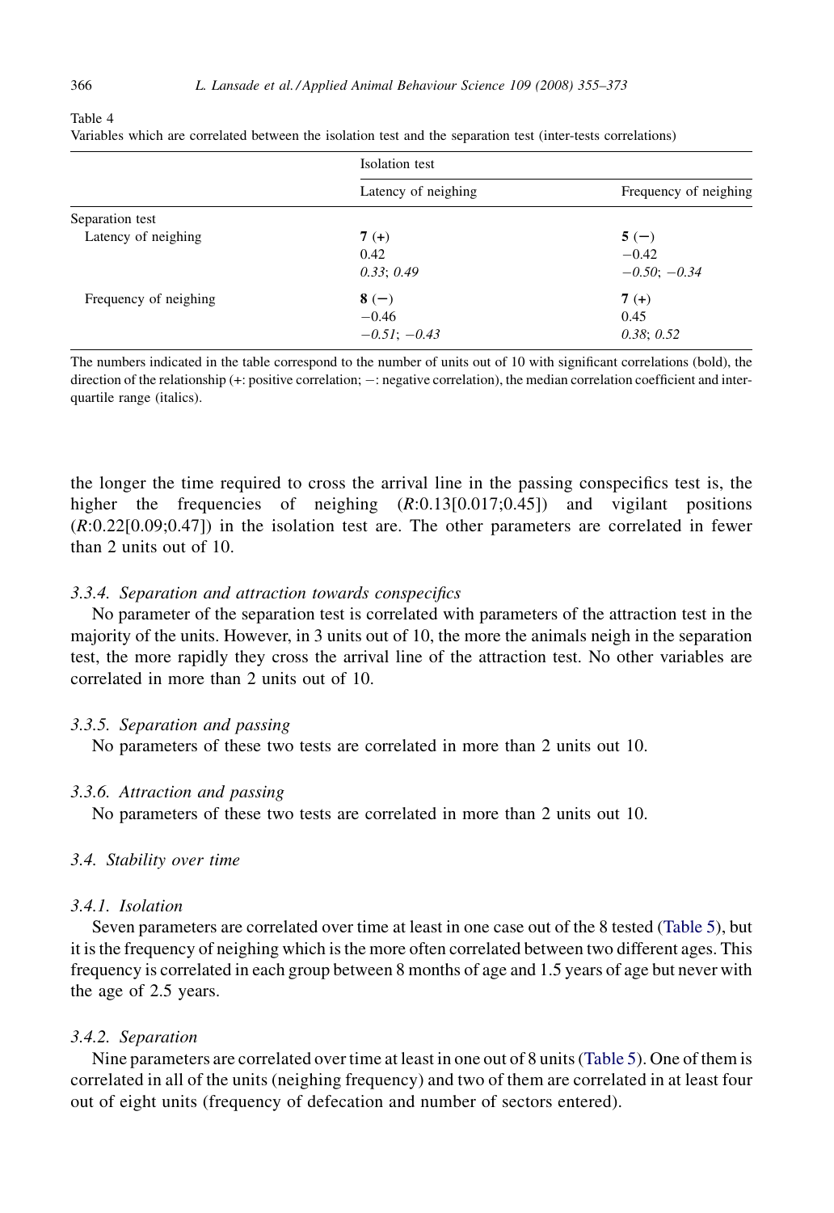Table 4
Variables which are correlated between the isolation test and the separation test (inter-tests correlations)

| | Isolation test | |
|---|---|---|
| | Latency of neighing | Frequency of neighing |
| Separation test | | |
| Latency of neighing | **7** (+)<br>0.42<br>*0.33; 0.49* | **5** (−)<br>−0.42<br>*−0.50; −0.34* |
| Frequency of neighing | **8** (−)<br>−0.46<br>*−0.51; −0.43* | **7** (+)<br>0.45<br>*0.38; 0.52* |

The numbers indicated in the table correspond to the number of units out of 10 with significant correlations (bold), the direction of the relationship (+: positive correlation; −: negative correlation), the median correlation coefficient and inter-quartile range (italics).

the longer the time required to cross the arrival line in the passing conspecifics test is, the higher the frequencies of neighing ($R$:0.13[0.017;0.45]) and vigilant positions ($R$:0.22[0.09;0.47]) in the isolation test are. The other parameters are correlated in fewer than 2 units out of 10.

#### *3.3.4. Separation and attraction towards conspecifics*

No parameter of the separation test is correlated with parameters of the attraction test in the majority of the units. However, in 3 units out of 10, the more the animals neigh in the separation test, the more rapidly they cross the arrival line of the attraction test. No other variables are correlated in more than 2 units out of 10.

#### *3.3.5. Separation and passing*

No parameters of these two tests are correlated in more than 2 units out 10.

#### *3.3.6. Attraction and passing*

No parameters of these two tests are correlated in more than 2 units out 10.

### *3.4. Stability over time*

#### *3.4.1. Isolation*

Seven parameters are correlated over time at least in one case out of the 8 tested (Table 5), but it is the frequency of neighing which is the more often correlated between two different ages. This frequency is correlated in each group between 8 months of age and 1.5 years of age but never with the age of 2.5 years.

#### *3.4.2. Separation*

Nine parameters are correlated over time at least in one out of 8 units (Table 5). One of them is correlated in all of the units (neighing frequency) and two of them are correlated in at least four out of eight units (frequency of defecation and number of sectors entered).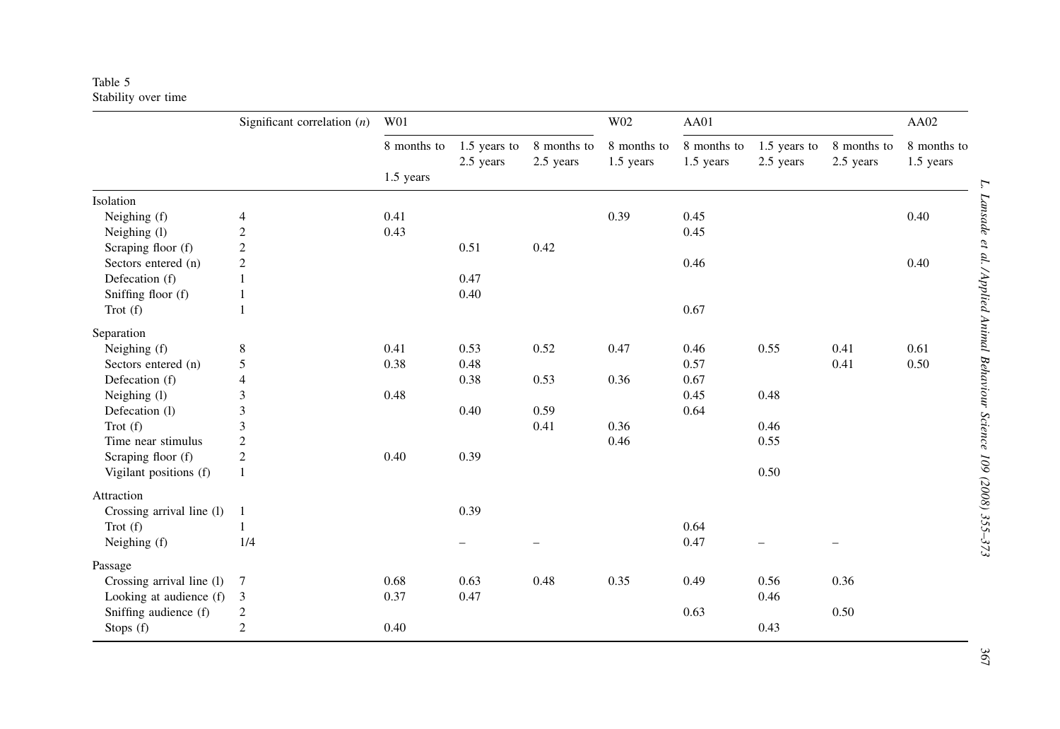Table 5
Stability over time

| | Significant correlation (n) | W01 | | | W02 | AA01 | | | AA02 |
|---|---|---|---|---|---|---|---|---|---|
| | | 8 months to 1.5 years | 1.5 years to 2.5 years | 8 months to 2.5 years | 8 months to 1.5 years | 8 months to 1.5 years | 1.5 years to 2.5 years | 8 months to 2.5 years | 8 months to 1.5 years |
| Isolation | | | | | | | | | |
| Neighing (f) | 4 | 0.41 | | | 0.39 | 0.45 | | | 0.40 |
| Neighing (l) | 2 | 0.43 | | | | 0.45 | | | |
| Scraping floor (f) | 2 | | 0.51 | 0.42 | | | | | |
| Sectors entered (n) | 2 | | | | | 0.46 | | | 0.40 |
| Defecation (f) | 1 | | 0.47 | | | | | | |
| Sniffing floor (f) | 1 | | 0.40 | | | | | | |
| Trot (f) | 1 | | | | | 0.67 | | | |
| Separation | | | | | | | | | |
| Neighing (f) | 8 | 0.41 | 0.53 | 0.52 | 0.47 | 0.46 | 0.55 | 0.41 | 0.61 |
| Sectors entered (n) | 5 | 0.38 | 0.48 | | | 0.57 | | 0.41 | 0.50 |
| Defecation (f) | 4 | | 0.38 | 0.53 | 0.36 | 0.67 | | | |
| Neighing (l) | 3 | 0.48 | | | | 0.45 | 0.48 | | |
| Defecation (l) | 3 | | 0.40 | 0.59 | | 0.64 | | | |
| Trot (f) | 3 | | | 0.41 | 0.36 | | 0.46 | | |
| Time near stimulus | 2 | | | | 0.46 | | 0.55 | | |
| Scraping floor (f) | 2 | 0.40 | 0.39 | | | | | | |
| Vigilant positions (f) | 1 | | | | | | 0.50 | | |
| Attraction | | | | | | | | | |
| Crossing arrival line (l) | 1 | | 0.39 | | | | | | |
| Trot (f) | 1 | | | | | 0.64 | | | |
| Neighing (f) | 1/4 | | – | – | | 0.47 | – | – | |
| Passage | | | | | | | | | |
| Crossing arrival line (l) | 7 | 0.68 | 0.63 | 0.48 | 0.35 | 0.49 | 0.56 | 0.36 | |
| Looking at audience (f) | 3 | 0.37 | 0.47 | | | | 0.46 | | |
| Sniffing audience (f) | 2 | | | | | 0.63 | | 0.50 | |
| Stops (f) | 2 | 0.40 | | | | | 0.43 | | |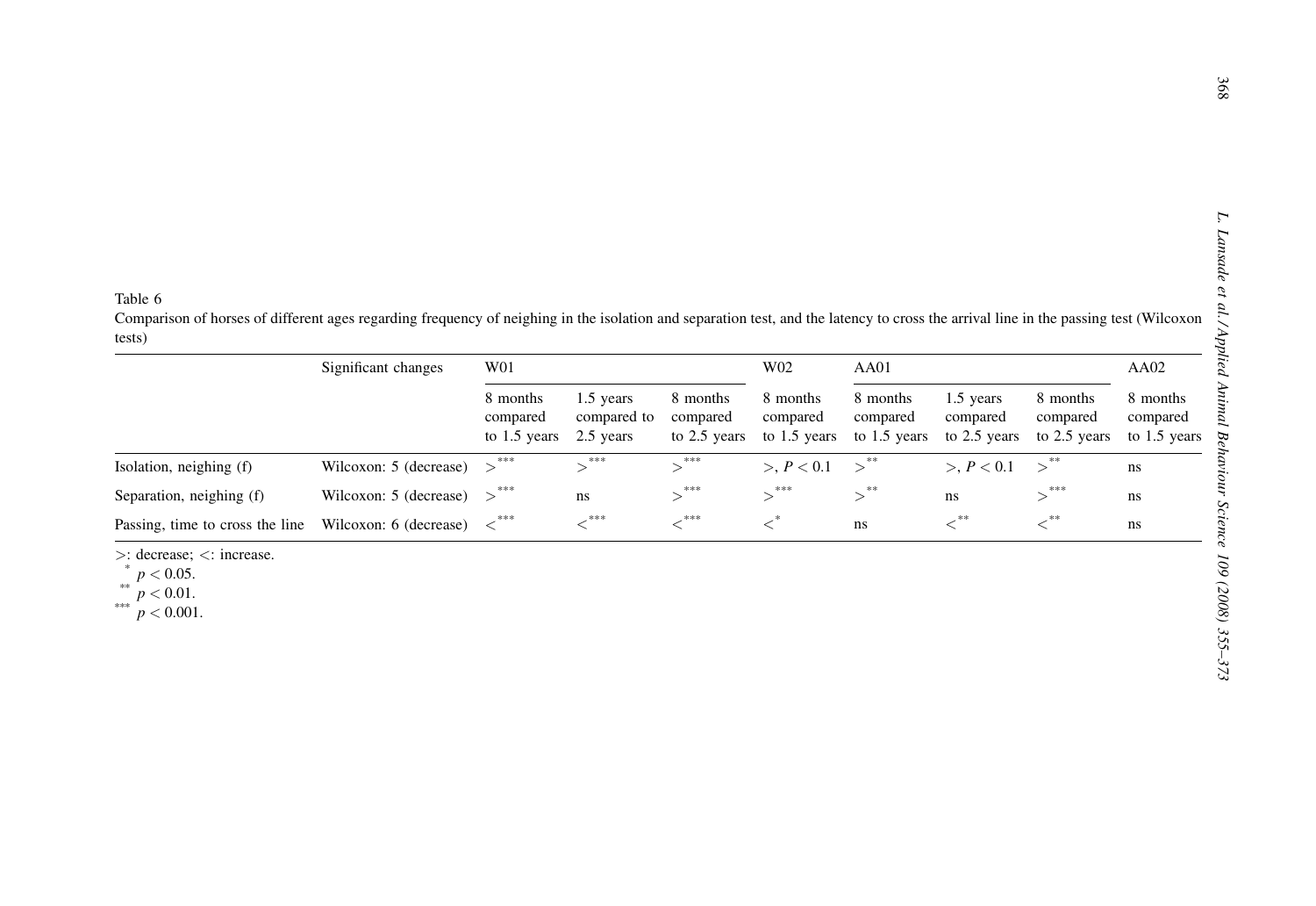Table 6

Comparison of horses of different ages regarding frequency of neighing in the isolation and separation test, and the latency to cross the arrival line in the passing test (Wilcoxon tests)

| | Significant changes | W01 | | | W02 | AA01 | | | AA02 |
|---|---|---|---|---|---|---|---|---|---|
| | | 8 months compared to 1.5 years | 1.5 years compared to 2.5 years | 8 months compared to 2.5 years | 8 months compared to 1.5 years | 8 months compared to 1.5 years | 1.5 years compared to 2.5 years | 8 months compared to 2.5 years | 8 months compared to 1.5 years |
| Isolation, neighing (f) | Wilcoxon: 5 (decrease) | $>^{***}$ | $>^{***}$ | $>^{***}$ | $>$, $P < 0.1$ | $>^{**}$ | $>$, $P < 0.1$ | $>^{**}$ | ns |
| Separation, neighing (f) | Wilcoxon: 5 (decrease) | $>^{***}$ | ns | $>^{***}$ | $>^{***}$ | $>^{**}$ | ns | $>^{***}$ | ns |
| Passing, time to cross the line | Wilcoxon: 6 (decrease) | $<^{***}$ | $<^{***}$ | $<^{***}$ | $<^{*}$ | ns | $<^{**}$ | $<^{**}$ | ns |

$>$: decrease; $<$: increase.

$^{*}$ $p < 0.05$.

$^{**}$ $p < 0.01$.

$^{***}$ $p < 0.001$.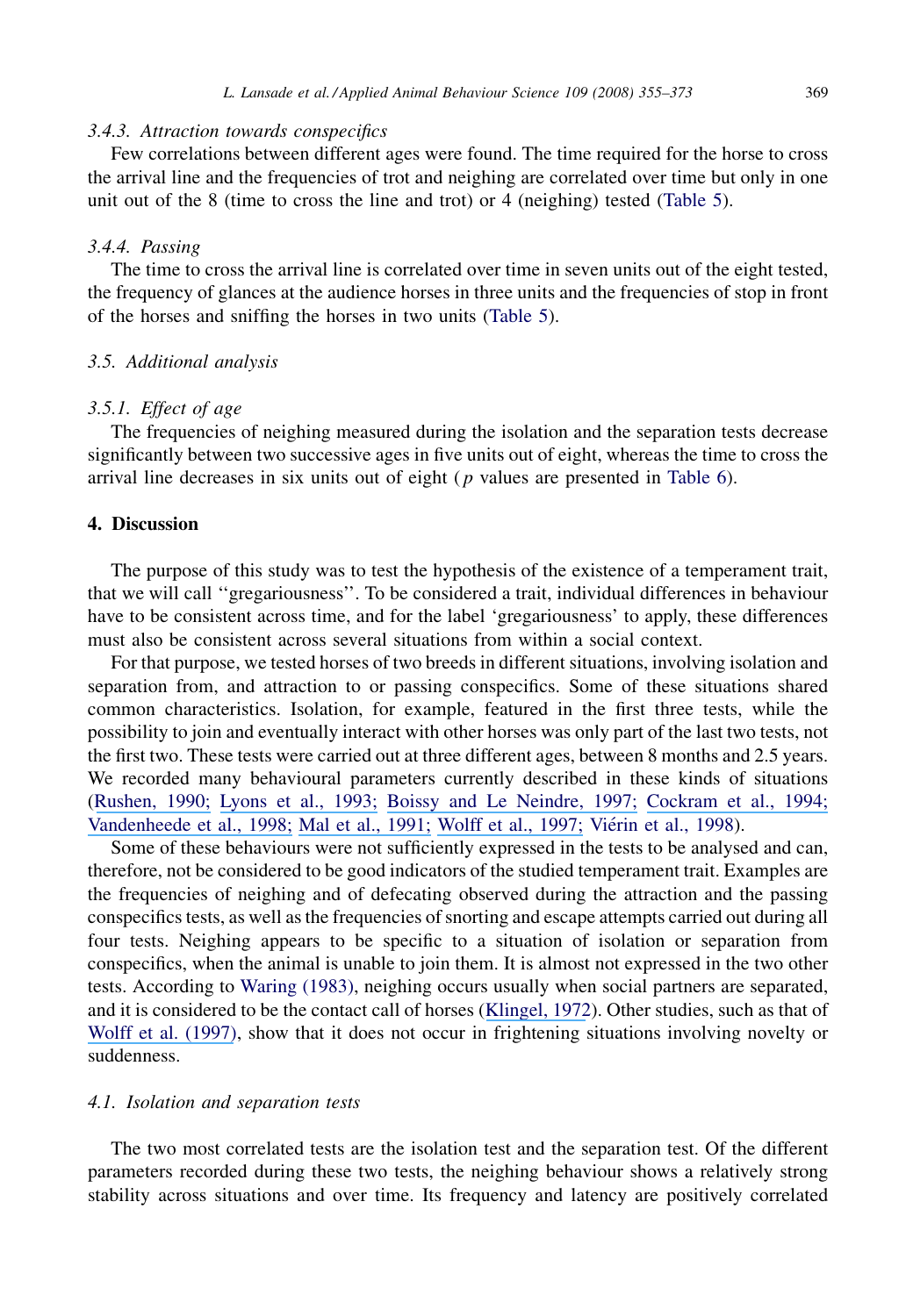#### 3.4.3. Attraction towards conspecifics

Few correlations between different ages were found. The time required for the horse to cross the arrival line and the frequencies of trot and neighing are correlated over time but only in one unit out of the 8 (time to cross the line and trot) or 4 (neighing) tested (Table 5).

#### 3.4.4. Passing

The time to cross the arrival line is correlated over time in seven units out of the eight tested, the frequency of glances at the audience horses in three units and the frequencies of stop in front of the horses and sniffing the horses in two units (Table 5).

### 3.5. Additional analysis

#### 3.5.1. Effect of age

The frequencies of neighing measured during the isolation and the separation tests decrease significantly between two successive ages in five units out of eight, whereas the time to cross the arrival line decreases in six units out of eight ($p$ values are presented in Table 6).

## 4. Discussion

The purpose of this study was to test the hypothesis of the existence of a temperament trait, that we will call ''gregariousness''. To be considered a trait, individual differences in behaviour have to be consistent across time, and for the label 'gregariousness' to apply, these differences must also be consistent across several situations from within a social context.

For that purpose, we tested horses of two breeds in different situations, involving isolation and separation from, and attraction to or passing conspecifics. Some of these situations shared common characteristics. Isolation, for example, featured in the first three tests, while the possibility to join and eventually interact with other horses was only part of the last two tests, not the first two. These tests were carried out at three different ages, between 8 months and 2.5 years. We recorded many behavioural parameters currently described in these kinds of situations (Rushen, 1990; Lyons et al., 1993; Boissy and Le Neindre, 1997; Cockram et al., 1994; Vandenheede et al., 1998; Mal et al., 1991; Wolff et al., 1997; Viérin et al., 1998).

Some of these behaviours were not sufficiently expressed in the tests to be analysed and can, therefore, not be considered to be good indicators of the studied temperament trait. Examples are the frequencies of neighing and of defecating observed during the attraction and the passing conspecifics tests, as well as the frequencies of snorting and escape attempts carried out during all four tests. Neighing appears to be specific to a situation of isolation or separation from conspecifics, when the animal is unable to join them. It is almost not expressed in the two other tests. According to Waring (1983), neighing occurs usually when social partners are separated, and it is considered to be the contact call of horses (Klingel, 1972). Other studies, such as that of Wolff et al. (1997), show that it does not occur in frightening situations involving novelty or suddenness.

### 4.1. Isolation and separation tests

The two most correlated tests are the isolation test and the separation test. Of the different parameters recorded during these two tests, the neighing behaviour shows a relatively strong stability across situations and over time. Its frequency and latency are positively correlated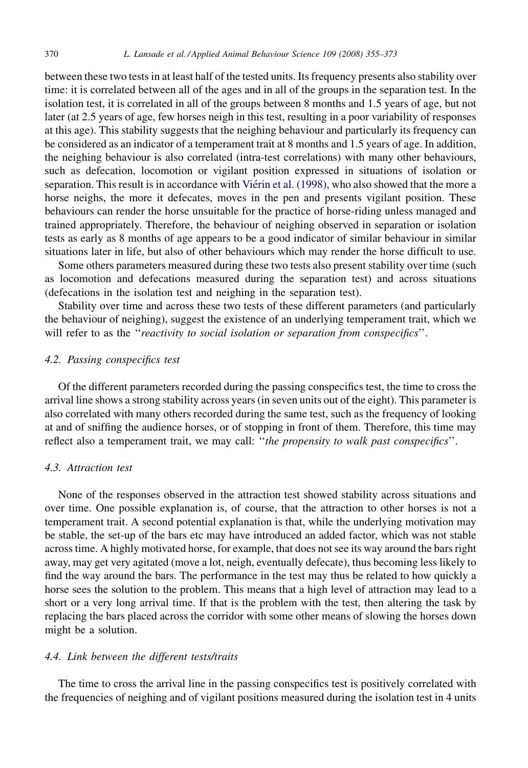between these two tests in at least half of the tested units. Its frequency presents also stability over time: it is correlated between all of the ages and in all of the groups in the separation test. In the isolation test, it is correlated in all of the groups between 8 months and 1.5 years of age, but not later (at 2.5 years of age, few horses neigh in this test, resulting in a poor variability of responses at this age). This stability suggests that the neighing behaviour and particularly its frequency can be considered as an indicator of a temperament trait at 8 months and 1.5 years of age. In addition, the neighing behaviour is also correlated (intra-test correlations) with many other behaviours, such as defecation, locomotion or vigilant position expressed in situations of isolation or separation. This result is in accordance with Viérin et al. (1998), who also showed that the more a horse neighs, the more it defecates, moves in the pen and presents vigilant position. These behaviours can render the horse unsuitable for the practice of horse-riding unless managed and trained appropriately. Therefore, the behaviour of neighing observed in separation or isolation tests as early as 8 months of age appears to be a good indicator of similar behaviour in similar situations later in life, but also of other behaviours which may render the horse difficult to use.

Some others parameters measured during these two tests also present stability over time (such as locomotion and defecations measured during the separation test) and across situations (defecations in the isolation test and neighing in the separation test).

Stability over time and across these two tests of these different parameters (and particularly the behaviour of neighing), suggest the existence of an underlying temperament trait, which we will refer to as the "*reactivity to social isolation or separation from conspecifics*".

### 4.2. Passing conspecifics test

Of the different parameters recorded during the passing conspecifics test, the time to cross the arrival line shows a strong stability across years (in seven units out of the eight). This parameter is also correlated with many others recorded during the same test, such as the frequency of looking at and of sniffing the audience horses, or of stopping in front of them. Therefore, this time may reflect also a temperament trait, we may call: "*the propensity to walk past conspecifics*".

### 4.3. Attraction test

None of the responses observed in the attraction test showed stability across situations and over time. One possible explanation is, of course, that the attraction to other horses is not a temperament trait. A second potential explanation is that, while the underlying motivation may be stable, the set-up of the bars etc may have introduced an added factor, which was not stable across time. A highly motivated horse, for example, that does not see its way around the bars right away, may get very agitated (move a lot, neigh, eventually defecate), thus becoming less likely to find the way around the bars. The performance in the test may thus be related to how quickly a horse sees the solution to the problem. This means that a high level of attraction may lead to a short or a very long arrival time. If that is the problem with the test, then altering the task by replacing the bars placed across the corridor with some other means of slowing the horses down might be a solution.

### 4.4. Link between the different tests/traits

The time to cross the arrival line in the passing conspecifics test is positively correlated with the frequencies of neighing and of vigilant positions measured during the isolation test in 4 units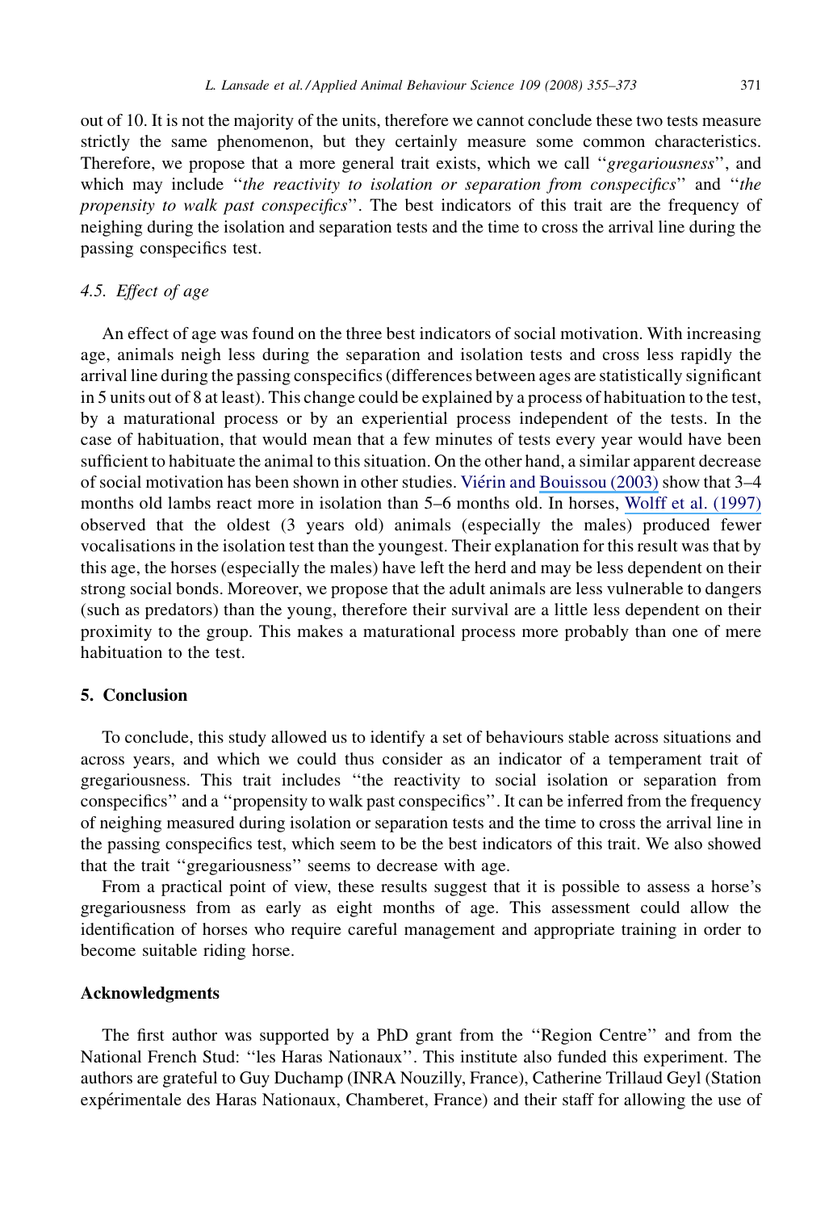out of 10. It is not the majority of the units, therefore we cannot conclude these two tests measure strictly the same phenomenon, but they certainly measure some common characteristics. Therefore, we propose that a more general trait exists, which we call ''*gregariousness*'', and which may include ''*the reactivity to isolation or separation from conspecifics*'' and ''*the propensity to walk past conspecifics*''. The best indicators of this trait are the frequency of neighing during the isolation and separation tests and the time to cross the arrival line during the passing conspecifics test.

### 4.5. Effect of age

An effect of age was found on the three best indicators of social motivation. With increasing age, animals neigh less during the separation and isolation tests and cross less rapidly the arrival line during the passing conspecifics (differences between ages are statistically significant in 5 units out of 8 at least). This change could be explained by a process of habituation to the test, by a maturational process or by an experiential process independent of the tests. In the case of habituation, that would mean that a few minutes of tests every year would have been sufficient to habituate the animal to this situation. On the other hand, a similar apparent decrease of social motivation has been shown in other studies. Viérin and Bouissou (2003) show that 3–4 months old lambs react more in isolation than 5–6 months old. In horses, Wolff et al. (1997) observed that the oldest (3 years old) animals (especially the males) produced fewer vocalisations in the isolation test than the youngest. Their explanation for this result was that by this age, the horses (especially the males) have left the herd and may be less dependent on their strong social bonds. Moreover, we propose that the adult animals are less vulnerable to dangers (such as predators) than the young, therefore their survival are a little less dependent on their proximity to the group. This makes a maturational process more probably than one of mere habituation to the test.

## 5. Conclusion

To conclude, this study allowed us to identify a set of behaviours stable across situations and across years, and which we could thus consider as an indicator of a temperament trait of gregariousness. This trait includes ''the reactivity to social isolation or separation from conspecifics'' and a ''propensity to walk past conspecifics''. It can be inferred from the frequency of neighing measured during isolation or separation tests and the time to cross the arrival line in the passing conspecifics test, which seem to be the best indicators of this trait. We also showed that the trait ''gregariousness'' seems to decrease with age.

From a practical point of view, these results suggest that it is possible to assess a horse's gregariousness from as early as eight months of age. This assessment could allow the identification of horses who require careful management and appropriate training in order to become suitable riding horse.

## Acknowledgments

The first author was supported by a PhD grant from the ''Region Centre'' and from the National French Stud: ''les Haras Nationaux''. This institute also funded this experiment. The authors are grateful to Guy Duchamp (INRA Nouzilly, France), Catherine Trillaud Geyl (Station expérimentale des Haras Nationaux, Chamberet, France) and their staff for allowing the use of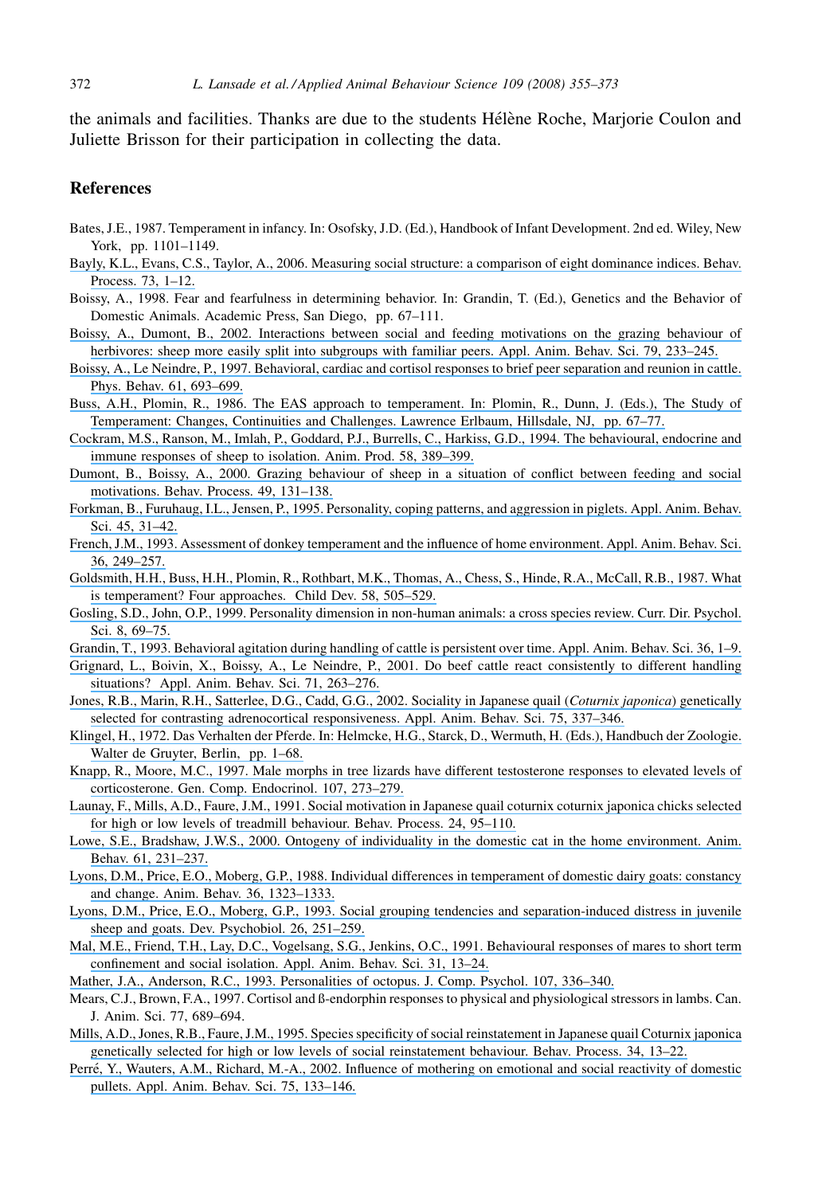the animals and facilities. Thanks are due to the students Hélène Roche, Marjorie Coulon and Juliette Brisson for their participation in collecting the data.

## References

Bates, J.E., 1987. Temperament in infancy. In: Osofsky, J.D. (Ed.), Handbook of Infant Development. 2nd ed. Wiley, New York, pp. 1101–1149.

Bayly, K.L., Evans, C.S., Taylor, A., 2006. Measuring social structure: a comparison of eight dominance indices. Behav. Process. 73, 1–12.

Boissy, A., 1998. Fear and fearfulness in determining behavior. In: Grandin, T. (Ed.), Genetics and the Behavior of Domestic Animals. Academic Press, San Diego, pp. 67–111.

Boissy, A., Dumont, B., 2002. Interactions between social and feeding motivations on the grazing behaviour of herbivores: sheep more easily split into subgroups with familiar peers. Appl. Anim. Behav. Sci. 79, 233–245.

Boissy, A., Le Neindre, P., 1997. Behavioral, cardiac and cortisol responses to brief peer separation and reunion in cattle. Phys. Behav. 61, 693–699.

Buss, A.H., Plomin, R., 1986. The EAS approach to temperament. In: Plomin, R., Dunn, J. (Eds.), The Study of Temperament: Changes, Continuities and Challenges. Lawrence Erlbaum, Hillsdale, NJ, pp. 67–77.

Cockram, M.S., Ranson, M., Imlah, P., Goddard, P.J., Burrells, C., Harkiss, G.D., 1994. The behavioural, endocrine and immune responses of sheep to isolation. Anim. Prod. 58, 389–399.

Dumont, B., Boissy, A., 2000. Grazing behaviour of sheep in a situation of conflict between feeding and social motivations. Behav. Process. 49, 131–138.

Forkman, B., Furuhaug, I.L., Jensen, P., 1995. Personality, coping patterns, and aggression in piglets. Appl. Anim. Behav. Sci. 45, 31–42.

French, J.M., 1993. Assessment of donkey temperament and the influence of home environment. Appl. Anim. Behav. Sci. 36, 249–257.

Goldsmith, H.H., Buss, H.H., Plomin, R., Rothbart, M.K., Thomas, A., Chess, S., Hinde, R.A., McCall, R.B., 1987. What is temperament? Four approaches. Child Dev. 58, 505–529.

Gosling, S.D., John, O.P., 1999. Personality dimension in non-human animals: a cross species review. Curr. Dir. Psychol. Sci. 8, 69–75.

Grandin, T., 1993. Behavioral agitation during handling of cattle is persistent over time. Appl. Anim. Behav. Sci. 36, 1–9.

Grignard, L., Boivin, X., Boissy, A., Le Neindre, P., 2001. Do beef cattle react consistently to different handling situations? Appl. Anim. Behav. Sci. 71, 263–276.

Jones, R.B., Marin, R.H., Satterlee, D.G., Cadd, G.G., 2002. Sociality in Japanese quail (*Coturnix japonica*) genetically selected for contrasting adrenocortical responsiveness. Appl. Anim. Behav. Sci. 75, 337–346.

Klingel, H., 1972. Das Verhalten der Pferde. In: Helmcke, H.G., Starck, D., Wermuth, H. (Eds.), Handbuch der Zoologie. Walter de Gruyter, Berlin, pp. 1–68.

Knapp, R., Moore, M.C., 1997. Male morphs in tree lizards have different testosterone responses to elevated levels of corticosterone. Gen. Comp. Endocrinol. 107, 273–279.

Launay, F., Mills, A.D., Faure, J.M., 1991. Social motivation in Japanese quail coturnix coturnix japonica chicks selected for high or low levels of treadmill behaviour. Behav. Process. 24, 95–110.

Lowe, S.E., Bradshaw, J.W.S., 2000. Ontogeny of individuality in the domestic cat in the home environment. Anim. Behav. 61, 231–237.

Lyons, D.M., Price, E.O., Moberg, G.P., 1988. Individual differences in temperament of domestic dairy goats: constancy and change. Anim. Behav. 36, 1323–1333.

Lyons, D.M., Price, E.O., Moberg, G.P., 1993. Social grouping tendencies and separation-induced distress in juvenile sheep and goats. Dev. Psychobiol. 26, 251–259.

Mal, M.E., Friend, T.H., Lay, D.C., Vogelsang, S.G., Jenkins, O.C., 1991. Behavioural responses of mares to short term confinement and social isolation. Appl. Anim. Behav. Sci. 31, 13–24.

Mather, J.A., Anderson, R.C., 1993. Personalities of octopus. J. Comp. Psychol. 107, 336–340.

Mears, C.J., Brown, F.A., 1997. Cortisol and ß-endorphin responses to physical and physiological stressors in lambs. Can. J. Anim. Sci. 77, 689–694.

Mills, A.D., Jones, R.B., Faure, J.M., 1995. Species specificity of social reinstatement in Japanese quail Coturnix japonica genetically selected for high or low levels of social reinstatement behaviour. Behav. Process. 34, 13–22.

Perré, Y., Wauters, A.M., Richard, M.-A., 2002. Influence of mothering on emotional and social reactivity of domestic pullets. Appl. Anim. Behav. Sci. 75, 133–146.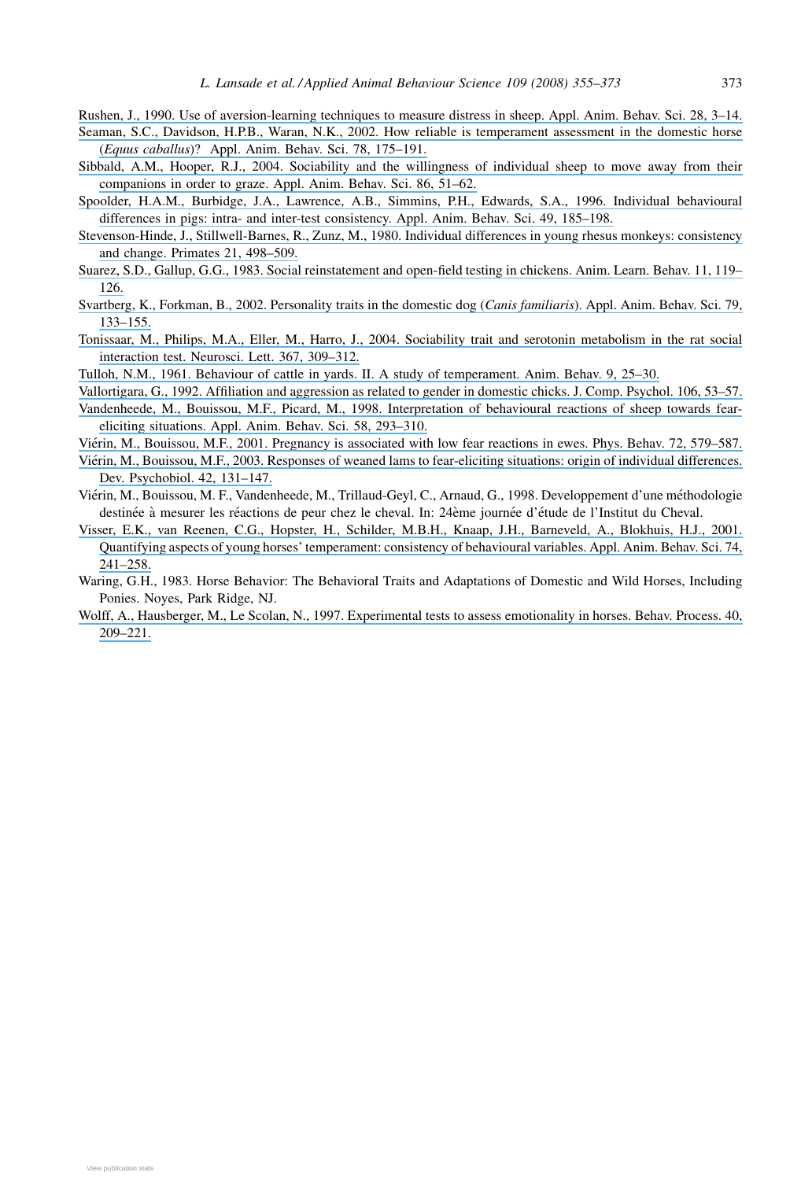Rushen, J., 1990. Use of aversion-learning techniques to measure distress in sheep. Appl. Anim. Behav. Sci. 28, 3–14.

Seaman, S.C., Davidson, H.P.B., Waran, N.K., 2002. How reliable is temperament assessment in the domestic horse (*Equus caballus*)? Appl. Anim. Behav. Sci. 78, 175–191.

Sibbald, A.M., Hooper, R.J., 2004. Sociability and the willingness of individual sheep to move away from their companions in order to graze. Appl. Anim. Behav. Sci. 86, 51–62.

Spoolder, H.A.M., Burbidge, J.A., Lawrence, A.B., Simmins, P.H., Edwards, S.A., 1996. Individual behavioural differences in pigs: intra- and inter-test consistency. Appl. Anim. Behav. Sci. 49, 185–198.

Stevenson-Hinde, J., Stillwell-Barnes, R., Zunz, M., 1980. Individual differences in young rhesus monkeys: consistency and change. Primates 21, 498–509.

Suarez, S.D., Gallup, G.G., 1983. Social reinstatement and open-field testing in chickens. Anim. Learn. Behav. 11, 119–126.

Svartberg, K., Forkman, B., 2002. Personality traits in the domestic dog (*Canis familiaris*). Appl. Anim. Behav. Sci. 79, 133–155.

Tonissaar, M., Philips, M.A., Eller, M., Harro, J., 2004. Sociability trait and serotonin metabolism in the rat social interaction test. Neurosci. Lett. 367, 309–312.

Tulloh, N.M., 1961. Behaviour of cattle in yards. II. A study of temperament. Anim. Behav. 9, 25–30.

Vallortigara, G., 1992. Affiliation and aggression as related to gender in domestic chicks. J. Comp. Psychol. 106, 53–57.

Vandenheede, M., Bouissou, M.F., Picard, M., 1998. Interpretation of behavioural reactions of sheep towards fear-eliciting situations. Appl. Anim. Behav. Sci. 58, 293–310.

Viérin, M., Bouissou, M.F., 2001. Pregnancy is associated with low fear reactions in ewes. Phys. Behav. 72, 579–587.

Viérin, M., Bouissou, M.F., 2003. Responses of weaned lams to fear-eliciting situations: origin of individual differences. Dev. Psychobiol. 42, 131–147.

Viérin, M., Bouissou, M. F., Vandenheede, M., Trillaud-Geyl, C., Arnaud, G., 1998. Developpement d'une méthodologie destinée à mesurer les réactions de peur chez le cheval. In: 24ème journée d'étude de l'Institut du Cheval.

Visser, E.K., van Reenen, C.G., Hopster, H., Schilder, M.B.H., Knaap, J.H., Barneveld, A., Blokhuis, H.J., 2001. Quantifying aspects of young horses' temperament: consistency of behavioural variables. Appl. Anim. Behav. Sci. 74, 241–258.

Waring, G.H., 1983. Horse Behavior: The Behavioral Traits and Adaptations of Domestic and Wild Horses, Including Ponies. Noyes, Park Ridge, NJ.

Wolff, A., Hausberger, M., Le Scolan, N., 1997. Experimental tests to assess emotionality in horses. Behav. Process. 40, 209–221.